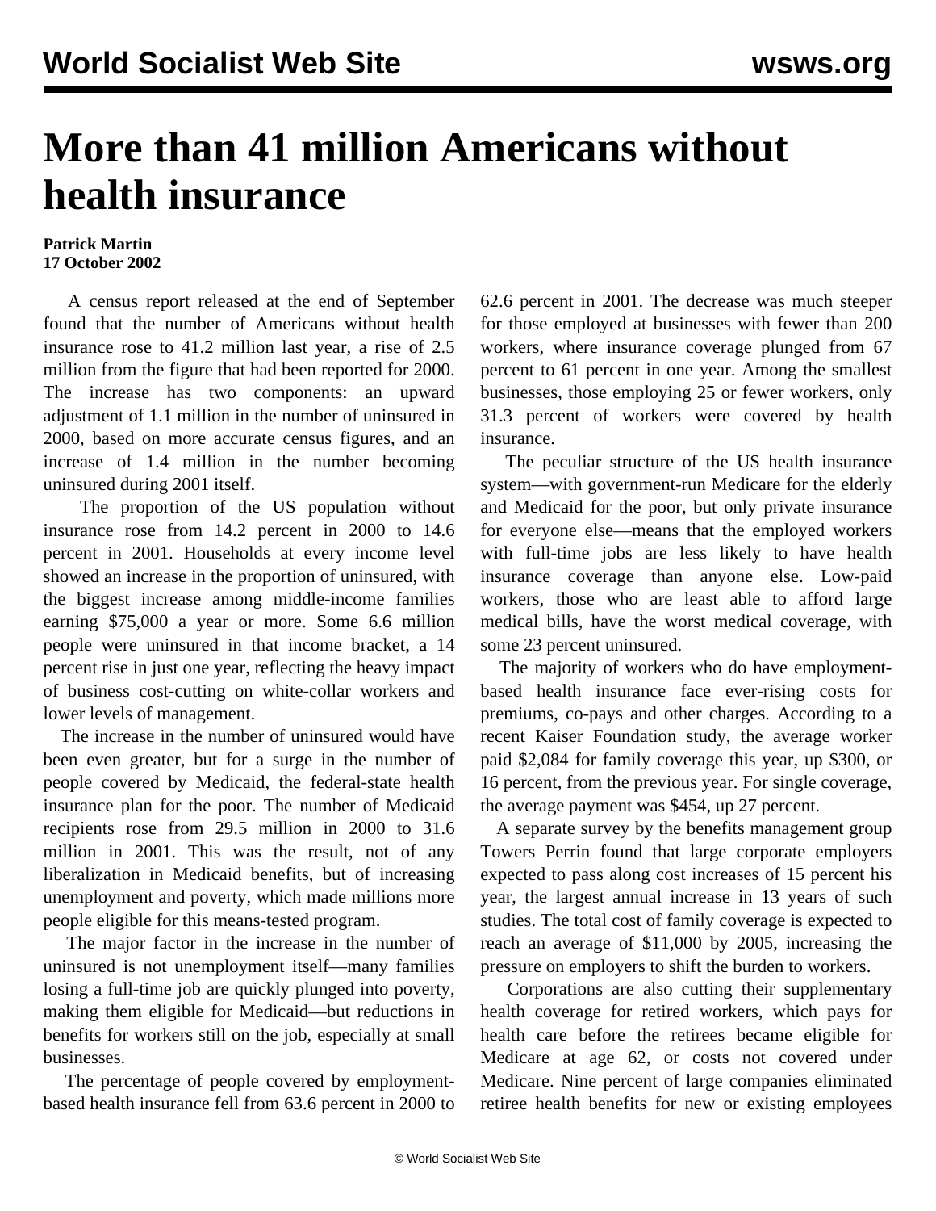# More than 41 million Americans without health insurance

**Patrick Martin**
**17 October 2002**

A census report released at the end of September found that the number of Americans without health insurance rose to 41.2 million last year, a rise of 2.5 million from the figure that had been reported for 2000. The increase has two components: an upward adjustment of 1.1 million in the number of uninsured in 2000, based on more accurate census figures, and an increase of 1.4 million in the number becoming uninsured during 2001 itself.

The proportion of the US population without insurance rose from 14.2 percent in 2000 to 14.6 percent in 2001. Households at every income level showed an increase in the proportion of uninsured, with the biggest increase among middle-income families earning $75,000 a year or more. Some 6.6 million people were uninsured in that income bracket, a 14 percent rise in just one year, reflecting the heavy impact of business cost-cutting on white-collar workers and lower levels of management.

The increase in the number of uninsured would have been even greater, but for a surge in the number of people covered by Medicaid, the federal-state health insurance plan for the poor. The number of Medicaid recipients rose from 29.5 million in 2000 to 31.6 million in 2001. This was the result, not of any liberalization in Medicaid benefits, but of increasing unemployment and poverty, which made millions more people eligible for this means-tested program.

The major factor in the increase in the number of uninsured is not unemployment itself—many families losing a full-time job are quickly plunged into poverty, making them eligible for Medicaid—but reductions in benefits for workers still on the job, especially at small businesses.

The percentage of people covered by employment-based health insurance fell from 63.6 percent in 2000 to 62.6 percent in 2001. The decrease was much steeper for those employed at businesses with fewer than 200 workers, where insurance coverage plunged from 67 percent to 61 percent in one year. Among the smallest businesses, those employing 25 or fewer workers, only 31.3 percent of workers were covered by health insurance.

The peculiar structure of the US health insurance system—with government-run Medicare for the elderly and Medicaid for the poor, but only private insurance for everyone else—means that the employed workers with full-time jobs are less likely to have health insurance coverage than anyone else. Low-paid workers, those who are least able to afford large medical bills, have the worst medical coverage, with some 23 percent uninsured.

The majority of workers who do have employment-based health insurance face ever-rising costs for premiums, co-pays and other charges. According to a recent Kaiser Foundation study, the average worker paid $2,084 for family coverage this year, up $300, or 16 percent, from the previous year. For single coverage, the average payment was $454, up 27 percent.

A separate survey by the benefits management group Towers Perrin found that large corporate employers expected to pass along cost increases of 15 percent his year, the largest annual increase in 13 years of such studies. The total cost of family coverage is expected to reach an average of $11,000 by 2005, increasing the pressure on employers to shift the burden to workers.

Corporations are also cutting their supplementary health coverage for retired workers, which pays for health care before the retirees became eligible for Medicare at age 62, or costs not covered under Medicare. Nine percent of large companies eliminated retiree health benefits for new or existing employees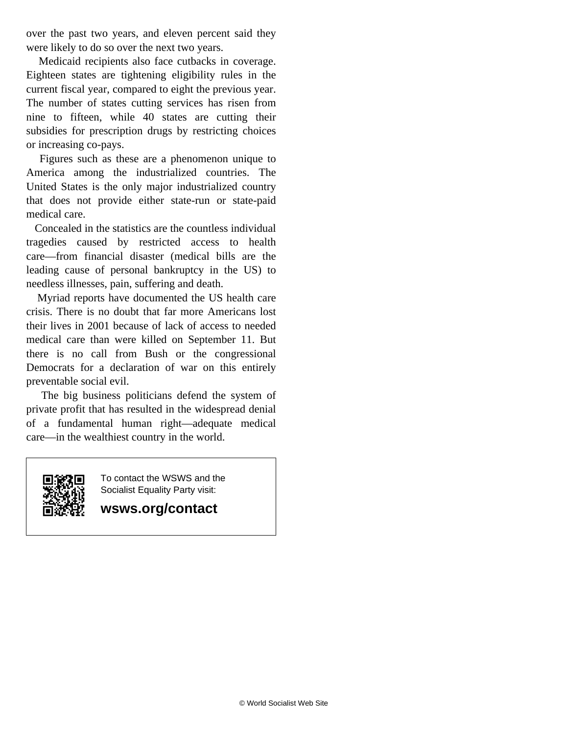over the past two years, and eleven percent said they were likely to do so over the next two years.

Medicaid recipients also face cutbacks in coverage. Eighteen states are tightening eligibility rules in the current fiscal year, compared to eight the previous year. The number of states cutting services has risen from nine to fifteen, while 40 states are cutting their subsidies for prescription drugs by restricting choices or increasing co-pays.

Figures such as these are a phenomenon unique to America among the industrialized countries. The United States is the only major industrialized country that does not provide either state-run or state-paid medical care.

Concealed in the statistics are the countless individual tragedies caused by restricted access to health care—from financial disaster (medical bills are the leading cause of personal bankruptcy in the US) to needless illnesses, pain, suffering and death.

Myriad reports have documented the US health care crisis. There is no doubt that far more Americans lost their lives in 2001 because of lack of access to needed medical care than were killed on September 11. But there is no call from Bush or the congressional Democrats for a declaration of war on this entirely preventable social evil.

The big business politicians defend the system of private profit that has resulted in the widespread denial of a fundamental human right—adequate medical care—in the wealthiest country in the world.

To contact the WSWS and the Socialist Equality Party visit:

**wsws.org/contact**